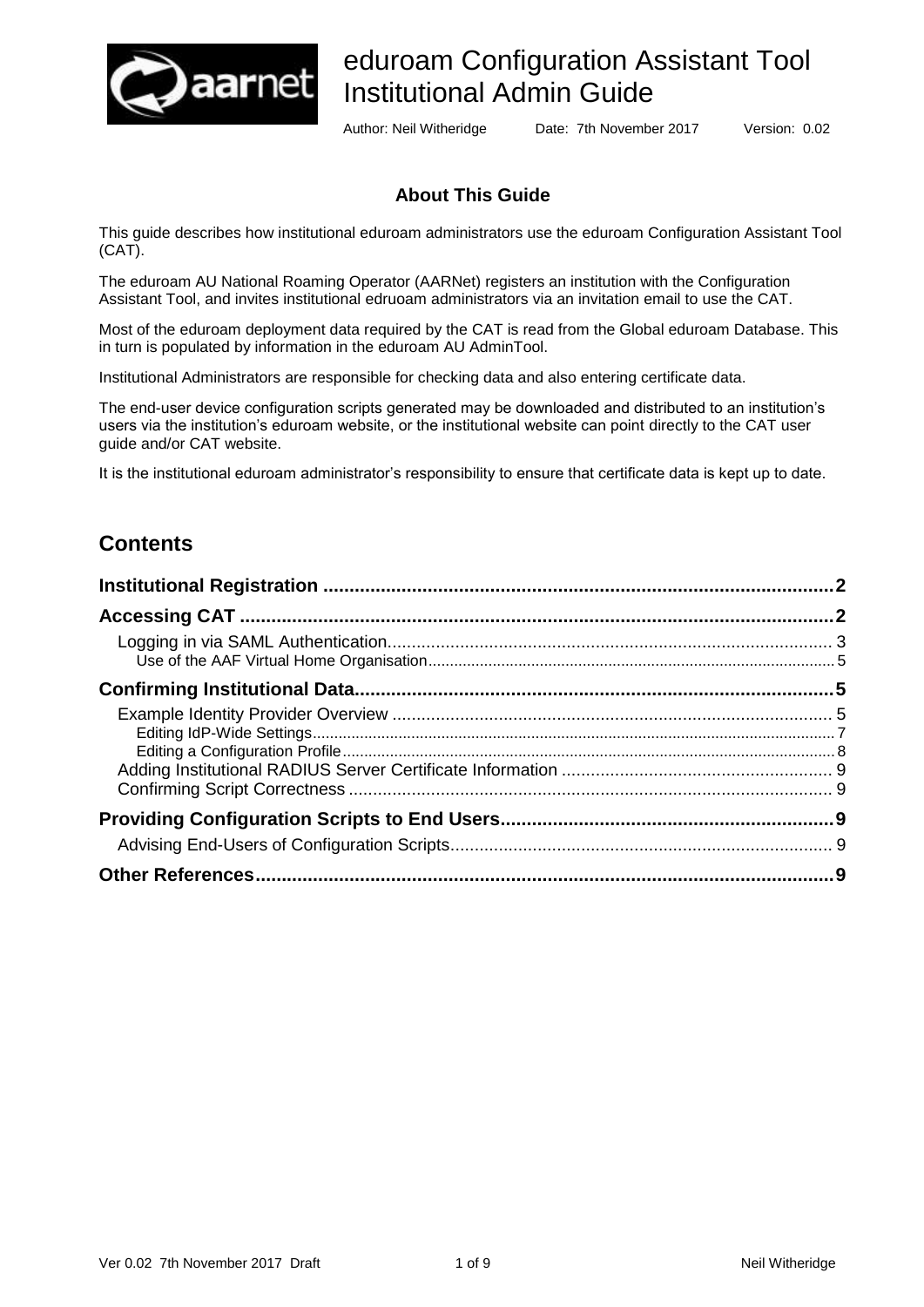# eduroam Configuration Assistant Tool Institutional Admin Guide

Author: Neil Witheridge Date: 7th November 2017 Version: 0.02

## About This Guide

This guide describes how institutional eduroam administrators use the eduroam Configuration Assistant Tool (CAT).

The eduroam AU National Roaming Operator (AARNet) registers an institution with the Configuration Assistant Tool, and invites institutional edruoam administrators via an invitation email to use the CAT.

Most of the eduroam deployment data required by the CAT is read from the Global eduroam Database. This in turn is populated by information in the eduroam AU AdminTool.

Institutional Administrators are responsible for checking data and also entering certificate data.

The end-user device configuration scripts generated may be downloaded and distributed to an institution's users via the institution's eduroam website, or the institutional website can point directly to the CAT user guide and/or CAT website.

It is the institutional eduroam administrator's responsibility to ensure that certificate data is kept up to date.

## Contents

**Institutional Registration** ........ 2
**Accessing CAT** ........ 2
- Logging in via SAML Authentication ........ 3
  - Use of the AAF Virtual Home Organisation ........ 5

**Confirming Institutional Data** ........ 5
- Example Identity Provider Overview ........ 5
  - Editing IdP-Wide Settings ........ 7
  - Editing a Configuration Profile ........ 8
- Adding Institutional RADIUS Server Certificate Information ........ 9
- Confirming Script Correctness ........ 9

**Providing Configuration Scripts to End Users** ........ 9
- Advising End-Users of Configuration Scripts ........ 9

**Other References** ........ 9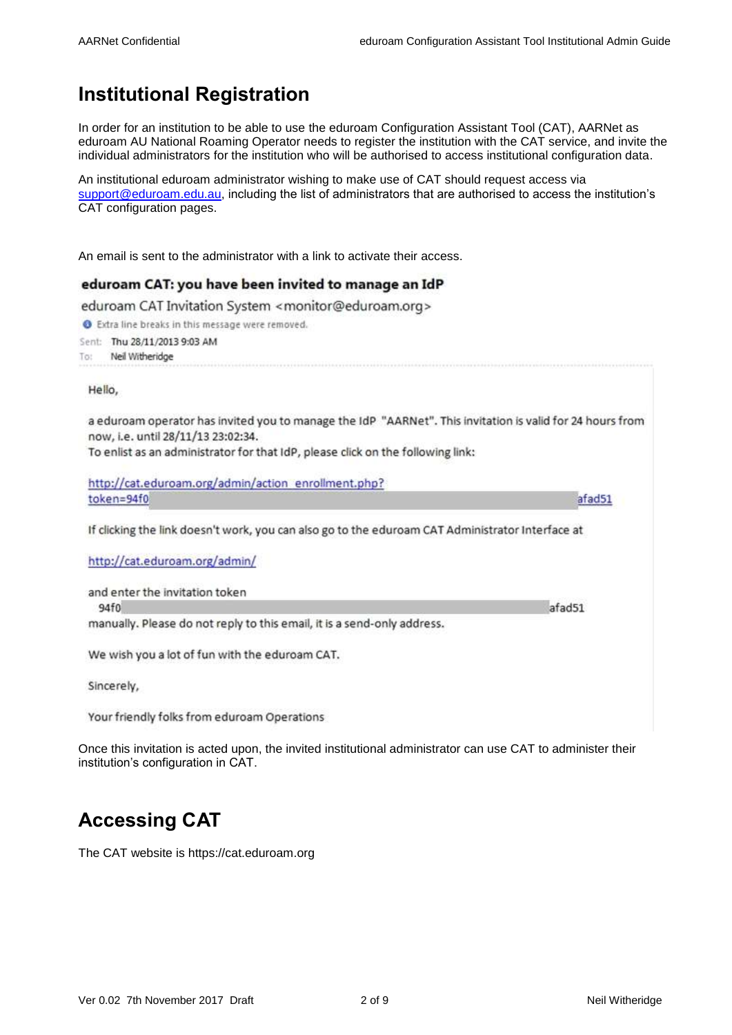# Institutional Registration

In order for an institution to be able to use the eduroam Configuration Assistant Tool (CAT), AARNet as eduroam AU National Roaming Operator needs to register the institution with the CAT service, and invite the individual administrators for the institution who will be authorised to access institutional configuration data.

An institutional eduroam administrator wishing to make use of CAT should request access via support@eduroam.edu.au, including the list of administrators that are authorised to access the institution's CAT configuration pages.

An email is sent to the administrator with a link to activate their access.

**eduroam CAT: you have been invited to manage an IdP**

eduroam CAT Invitation System <monitor@eduroam.org>

Extra line breaks in this message were removed.

Sent: Thu 28/11/2013 9:03 AM

To: Neil Witheridge

Hello,

a eduroam operator has invited you to manage the IdP "AARNet". This invitation is valid for 24 hours from now, i.e. until 28/11/13 23:02:34.
To enlist as an administrator for that IdP, please click on the following link:

http://cat.eduroam.org/admin/action_enrollment.php?token=94f0 afad51

If clicking the link doesn't work, you can also go to the eduroam CAT Administrator Interface at

http://cat.eduroam.org/admin/

and enter the invitation token
94f0 afad51
manually. Please do not reply to this email, it is a send-only address.

We wish you a lot of fun with the eduroam CAT.

Sincerely,

Your friendly folks from eduroam Operations

Once this invitation is acted upon, the invited institutional administrator can use CAT to administer their institution's configuration in CAT.

# Accessing CAT

The CAT website is https://cat.eduroam.org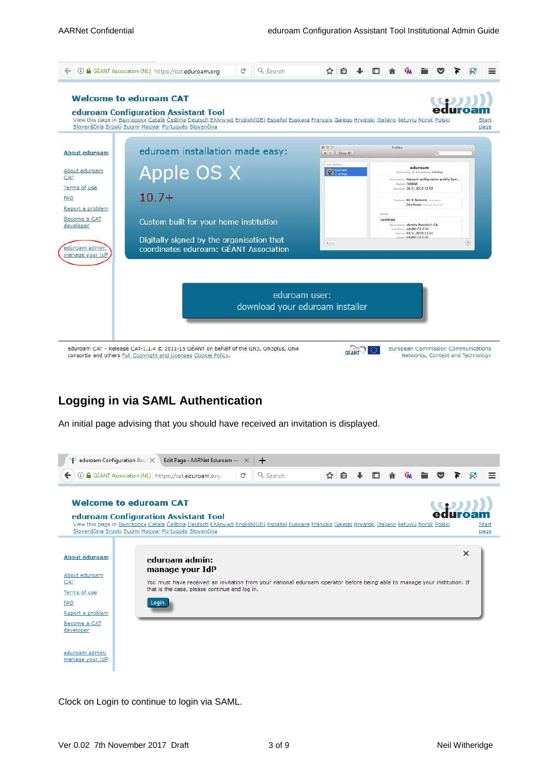## Logging in via SAML Authentication

An initial page advising that you should have received an invitation is displayed.

Clock on Login to continue to login via SAML.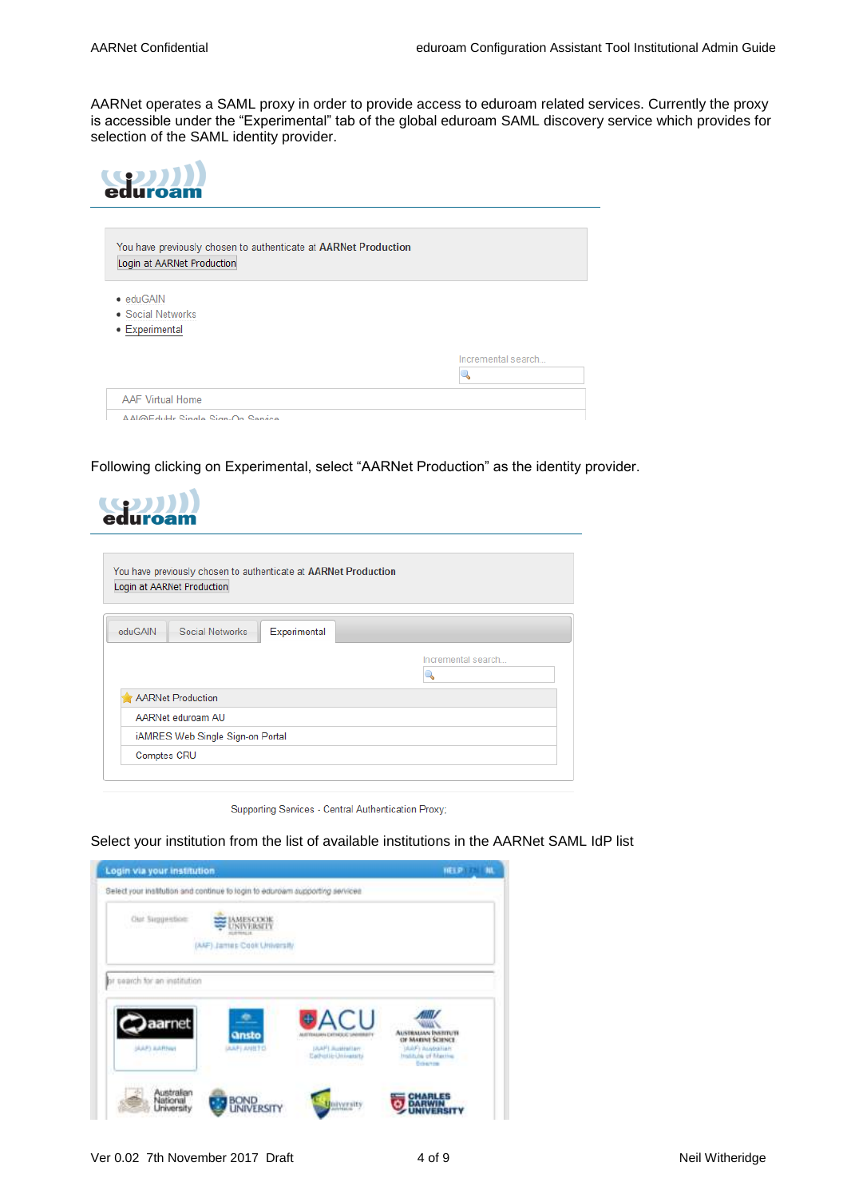AARNet operates a SAML proxy in order to provide access to eduroam related services. Currently the proxy is accessible under the “Experimental” tab of the global eduroam SAML discovery service which provides for selection of the SAML identity provider.

Following clicking on Experimental, select “AARNet Production” as the identity provider.

Select your institution from the list of available institutions in the AARNet SAML IdP list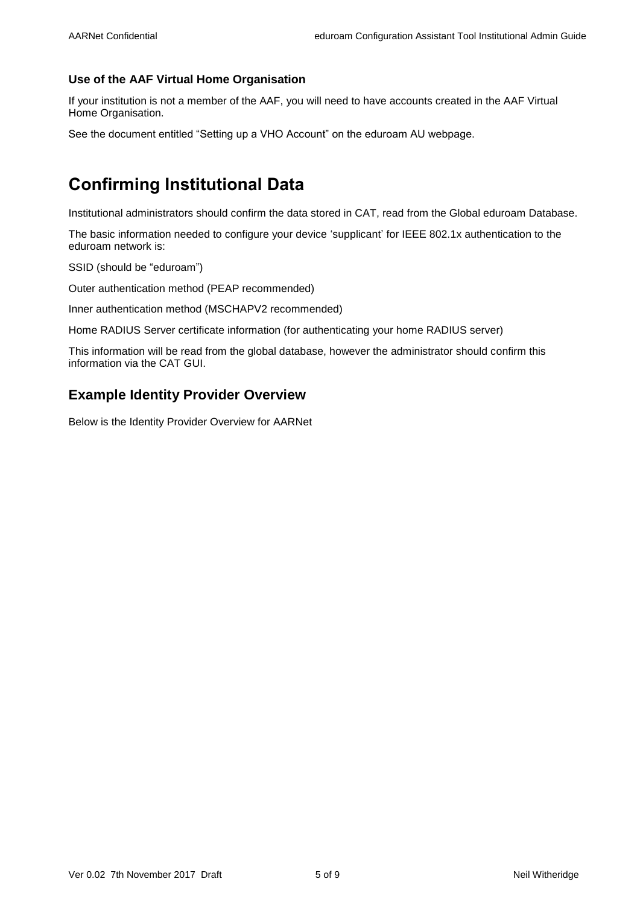### Use of the AAF Virtual Home Organisation

If your institution is not a member of the AAF, you will need to have accounts created in the AAF Virtual Home Organisation.

See the document entitled “Setting up a VHO Account” on the eduroam AU webpage.

# Confirming Institutional Data

Institutional administrators should confirm the data stored in CAT, read from the Global eduroam Database.

The basic information needed to configure your device ‘supplicant’ for IEEE 802.1x authentication to the eduroam network is:

SSID (should be “eduroam”)

Outer authentication method (PEAP recommended)

Inner authentication method (MSCHAPV2 recommended)

Home RADIUS Server certificate information (for authenticating your home RADIUS server)

This information will be read from the global database, however the administrator should confirm this information via the CAT GUI.

## Example Identity Provider Overview

Below is the Identity Provider Overview for AARNet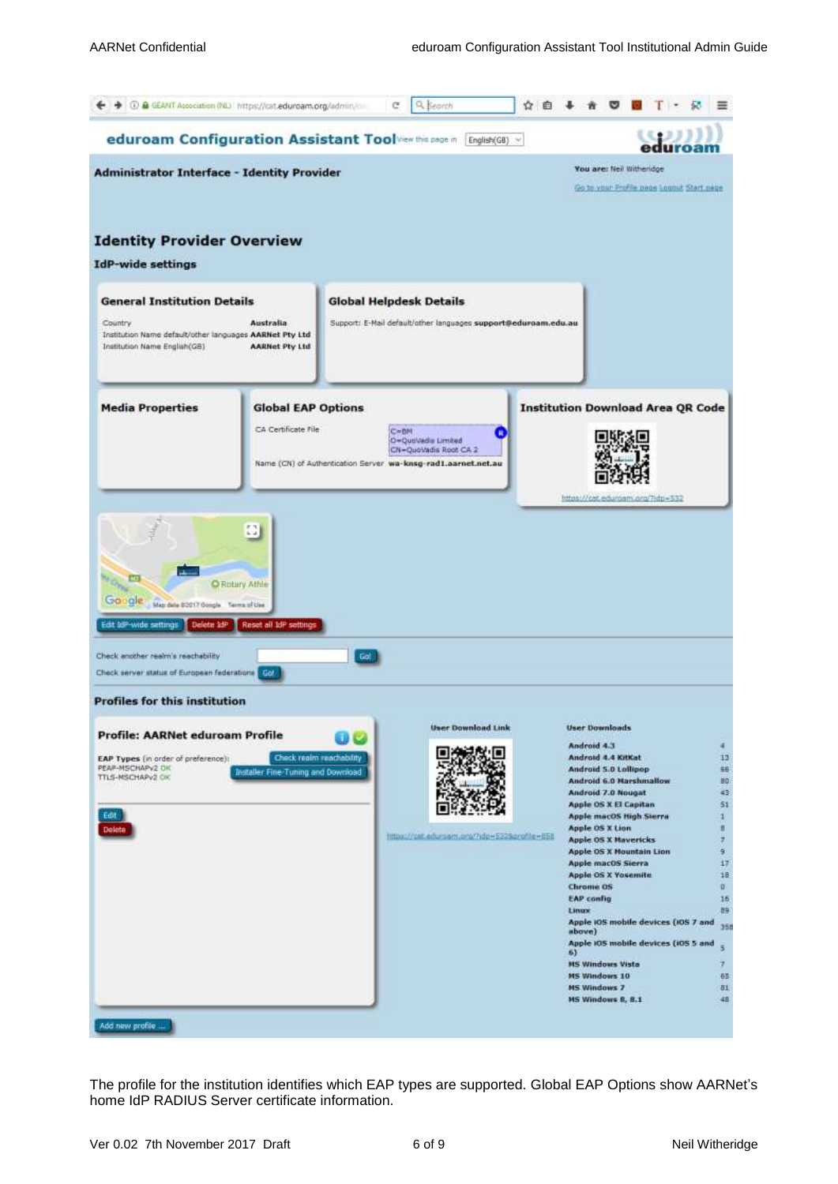eduroam Configuration Assistant Tool

Administrator Interface - Identity Provider

You are: Neil Witheridge

Go to your Profile page Logout Start page

## Identity Provider Overview

### IdP-wide settings

**General Institution Details**

| | |
|---|---|
| Country | Australia |
| Institution Name default/other languages | AARNet Pty Ltd |
| Institution Name English(GB) | AARNet Pty Ltd |

**Global Helpdesk Details**

Support: E-Mail default/other languages support@eduroam.edu.au

**Media Properties**

**Global EAP Options**

| | |
|---|---|
| CA Certificate File | C=BM O=QuoVadis Limited CN=QuoVadis Root CA 2 |
| Name (CN) of Authentication Server | wa-knsg-rad1.aarnet.net.au |

**Institution Download Area QR Code**

https://cat.eduroam.org/?idp=532

Edit IdP-wide settings | Delete IdP | Reset all IdP settings

Check another realm's reachability [Go!]

Check server status of European federations [Go!]

### Profiles for this institution

**Profile: AARNet eduroam Profile**

EAP Types (in order of preference):
PEAP-MSCHAPv2 OK
TTLS-MSCHAPv2 OK

Check realm reachability | Installer Fine-Tuning and Download

Edit | Delete

**User Download Link**

https://cat.eduroam.org/?idp=532&profile=858

**User Downloads**

| | |
|---|---|
| Android 4.3 | 4 |
| Android 4.4 KitKat | 13 |
| Android 5.0 Lollipop | 66 |
| Android 6.0 Marshmallow | 80 |
| Android 7.0 Nougat | 43 |
| Apple OS X El Capitan | 51 |
| Apple macOS High Sierra | 1 |
| Apple OS X Lion | 8 |
| Apple OS X Mavericks | 7 |
| Apple OS X Mountain Lion | 9 |
| Apple macOS Sierra | 17 |
| Apple OS X Yosemite | 18 |
| Chrome OS | 0 |
| EAP config | 16 |
| Linux | 89 |
| Apple iOS mobile devices (iOS 7 and above) | 358 |
| Apple iOS mobile devices (iOS 5 and 6) | 5 |
| MS Windows Vista | 7 |
| MS Windows 10 | 65 |
| MS Windows 7 | 81 |
| MS Windows 8, 8.1 | 48 |

Add new profile ...

The profile for the institution identifies which EAP types are supported. Global EAP Options show AARNet's home IdP RADIUS Server certificate information.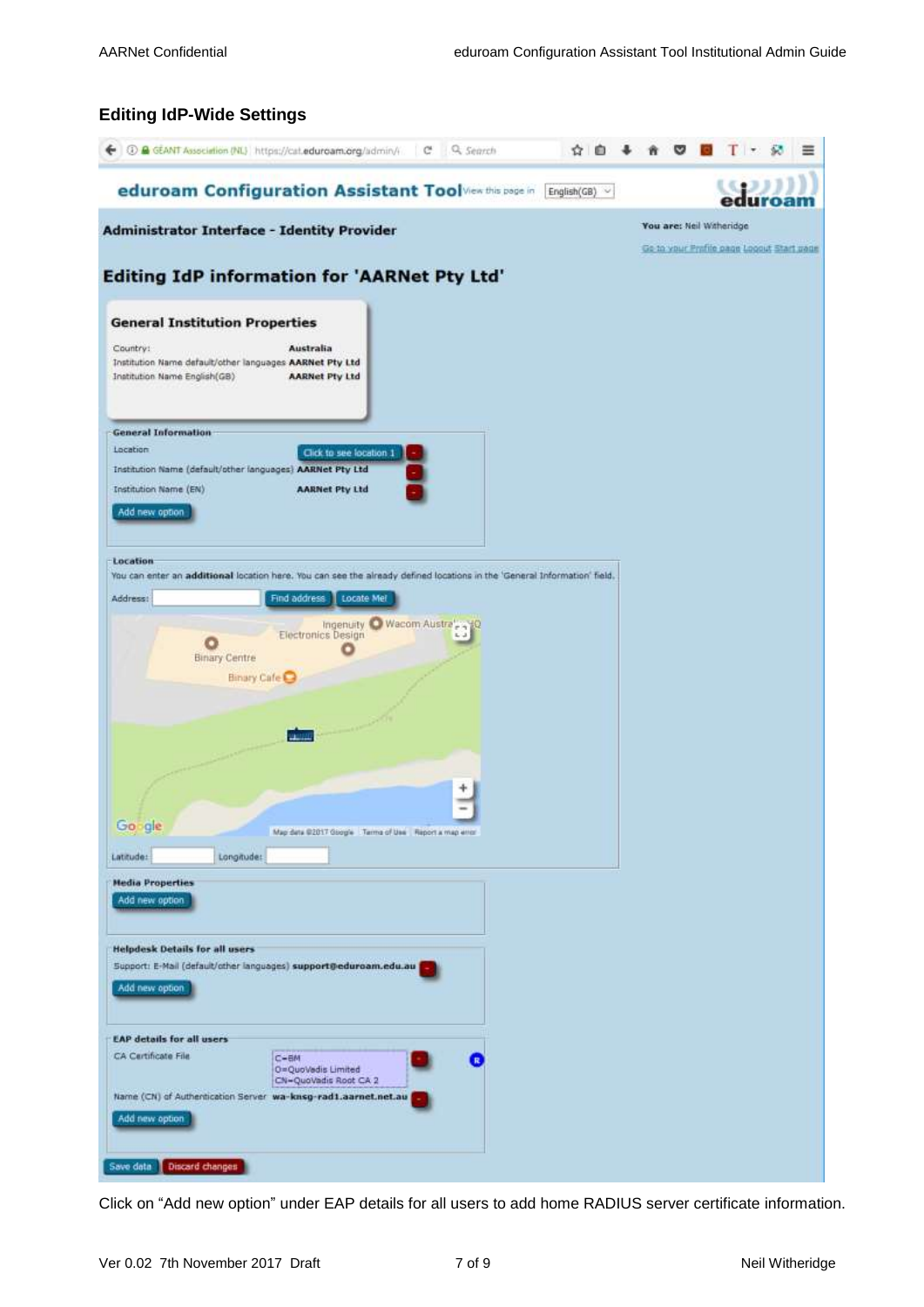## Editing IdP-Wide Settings

eduroam Configuration Assistant Tool

Administrator Interface - Identity Provider

You are: Neil Witheridge

Go to your Profile page Logout Start page

Editing IdP information for 'AARNet Pty Ltd'

General Institution Properties

| | |
|---|---|
| Country: | Australia |
| Institution Name default/other languages | AARNet Pty Ltd |
| Institution Name English(GB) | AARNet Pty Ltd |

General Information

| | |
|---|---|
| Location | Click to see location 1 |
| Institution Name (default/other languages) | AARNet Pty Ltd |
| Institution Name (EN) | AARNet Pty Ltd |

Add new option

Location

You can enter an **additional** location here. You can see the already defined locations in the 'General Information' field.

Address: Find address Locate Me!

Latitude: Longitude:

Media Properties

Add new option

Helpdesk Details for all users

Support: E-Mail (default/other languages) support@eduroam.edu.au

Add new option

EAP details for all users

CA Certificate File C=BM O=QuoVadis Limited CN=QuoVadis Root CA 2

Name (CN) of Authentication Server wa-knsg-rad1.aarnet.net.au

Add new option

Save data Discard changes

Click on "Add new option" under EAP details for all users to add home RADIUS server certificate information.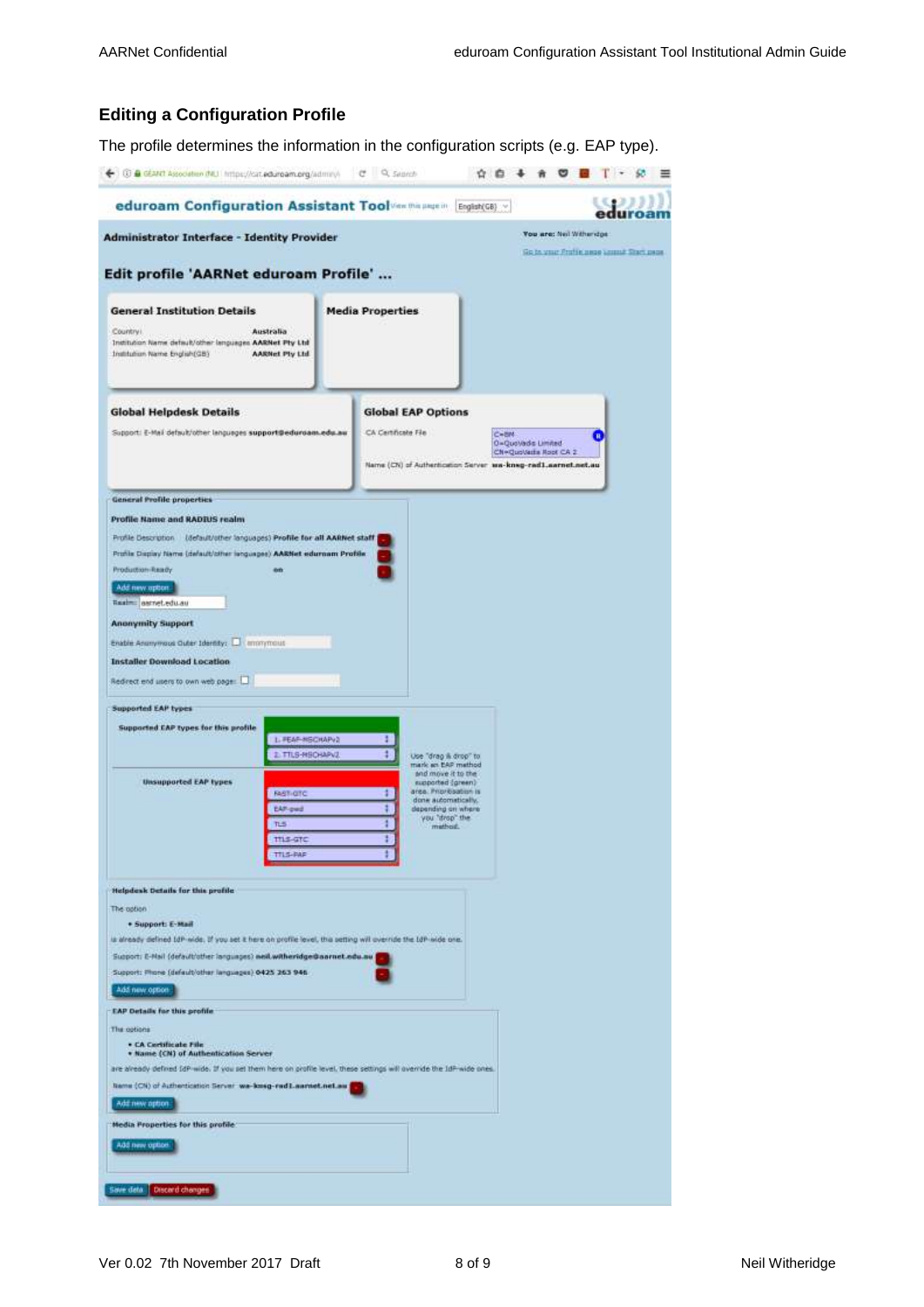## Editing a Configuration Profile

The profile determines the information in the configuration scripts (e.g. EAP type).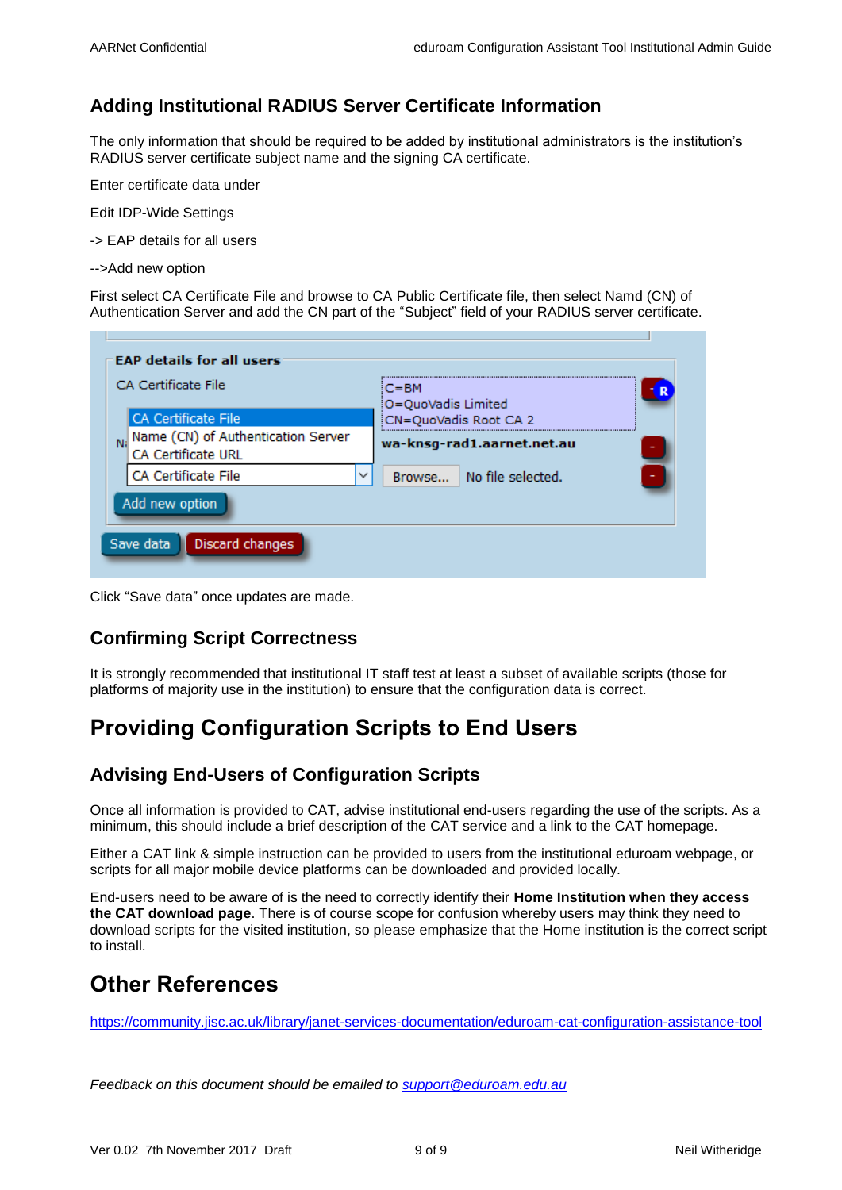## Adding Institutional RADIUS Server Certificate Information

The only information that should be required to be added by institutional administrators is the institution's RADIUS server certificate subject name and the signing CA certificate.

Enter certificate data under

Edit IDP-Wide Settings

-> EAP details for all users

-->Add new option

First select CA Certificate File and browse to CA Public Certificate file, then select Namd (CN) of Authentication Server and add the CN part of the "Subject" field of your RADIUS server certificate.

Click "Save data" once updates are made.

## Confirming Script Correctness

It is strongly recommended that institutional IT staff test at least a subset of available scripts (those for platforms of majority use in the institution) to ensure that the configuration data is correct.

# Providing Configuration Scripts to End Users

## Advising End-Users of Configuration Scripts

Once all information is provided to CAT, advise institutional end-users regarding the use of the scripts. As a minimum, this should include a brief description of the CAT service and a link to the CAT homepage.

Either a CAT link & simple instruction can be provided to users from the institutional eduroam webpage, or scripts for all major mobile device platforms can be downloaded and provided locally.

End-users need to be aware of is the need to correctly identify their **Home Institution when they access the CAT download page**. There is of course scope for confusion whereby users may think they need to download scripts for the visited institution, so please emphasize that the Home institution is the correct script to install.

# Other References

https://community.jisc.ac.uk/library/janet-services-documentation/eduroam-cat-configuration-assistance-tool

*Feedback on this document should be emailed to support@eduroam.edu.au*